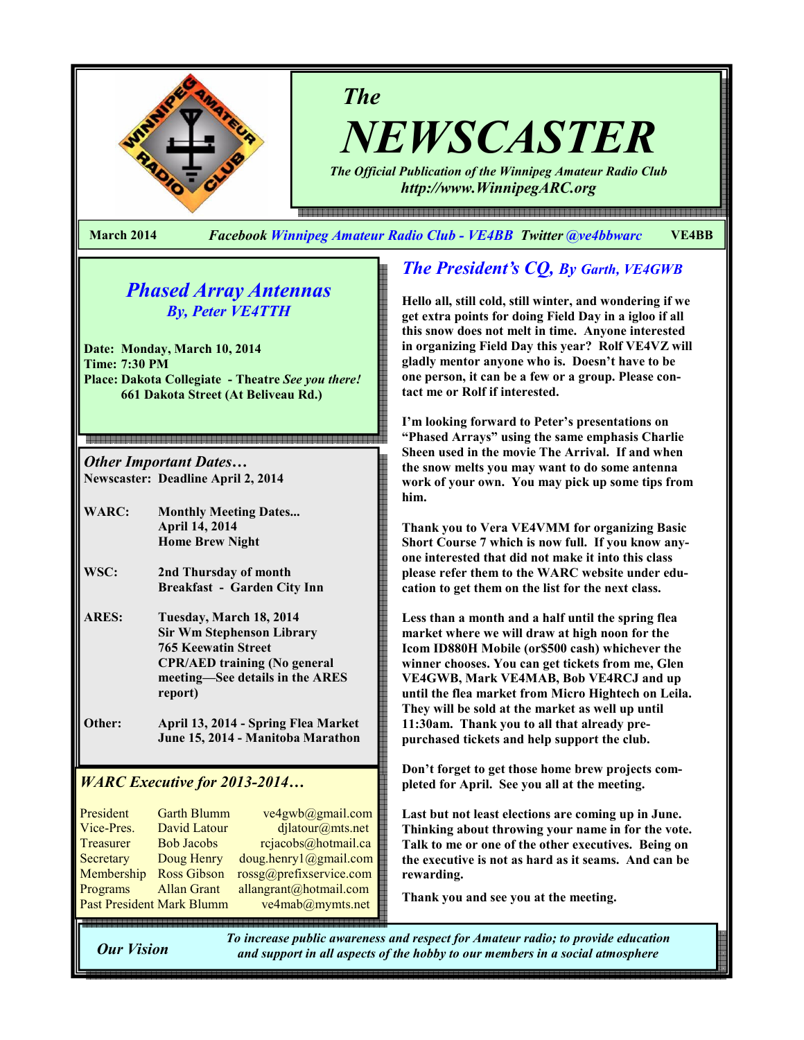# The NEWSCASTER

*The Official Publication of the Winnipeg Amateur Radio Club*
*http://www.WinnipegARC.org*

**March 2014** *Facebook* *Winnipeg Amateur Radio Club - VE4BB* *Twitter* *@ve4bbwarc* **VE4BB**

## *Phased Array Antennas*
### *By, Peter VE4TTH*

**Date: Monday, March 10, 2014**
**Time: 7:30 PM**
**Place: Dakota Collegiate - Theatre *See you there!***
**661 Dakota Street (At Beliveau Rd.)**

### *Other Important Dates…*

**Newscaster: Deadline April 2, 2014**

| | |
|---|---|
| **WARC:** | **Monthly Meeting Dates...**<br>**April 14, 2014**<br>**Home Brew Night** |
| **WSC:** | **2nd Thursday of month**<br>**Breakfast - Garden City Inn** |
| **ARES:** | **Tuesday, March 18, 2014**<br>**Sir Wm Stephenson Library**<br>**765 Keewatin Street**<br>**CPR/AED training (No general meeting—See details in the ARES report)** |
| **Other:** | **April 13, 2014 - Spring Flea Market**<br>**June 15, 2014 - Manitoba Marathon** |

### *WARC Executive for 2013-2014…*

| | | |
|---|---|---|
| President | Garth Blumm | ve4gwb@gmail.com |
| Vice-Pres. | David Latour | djlatour@mts.net |
| Treasurer | Bob Jacobs | rcjacobs@hotmail.ca |
| Secretary | Doug Henry | doug.henry1@gmail.com |
| Membership | Ross Gibson | rossg@prefixservice.com |
| Programs | Allan Grant | allangrant@hotmail.com |
| Past President | Mark Blumm | ve4mab@mymts.net |

## *The President's CQ, By Garth, VE4GWB*

**Hello all, still cold, still winter, and wondering if we get extra points for doing Field Day in a igloo if all this snow does not melt in time. Anyone interested in organizing Field Day this year? Rolf VE4VZ will gladly mentor anyone who is. Doesn't have to be one person, it can be a few or a group. Please contact me or Rolf if interested.**

**I'm looking forward to Peter's presentations on "Phased Arrays" using the same emphasis Charlie Sheen used in the movie The Arrival. If and when the snow melts you may want to do some antenna work of your own. You may pick up some tips from him.**

**Thank you to Vera VE4VMM for organizing Basic Short Course 7 which is now full. If you know anyone interested that did not make it into this class please refer them to the WARC website under education to get them on the list for the next class.**

**Less than a month and a half until the spring flea market where we will draw at high noon for the Icom ID880H Mobile (or$500 cash) whichever the winner chooses. You can get tickets from me, Glen VE4GWB, Mark VE4MAB, Bob VE4RCJ and up until the flea market from Micro Hightech on Leila. They will be sold at the market as well up until 11:30am. Thank you to all that already pre-purchased tickets and help support the club.**

**Don't forget to get those home brew projects completed for April. See you all at the meeting.**

**Last but not least elections are coming up in June. Thinking about throwing your name in for the vote. Talk to me or one of the other executives. Being on the executive is not as hard as it seams. And can be rewarding.**

**Thank you and see you at the meeting.**

***Our Vision*** *To increase public awareness and respect for Amateur radio; to provide education and support in all aspects of the hobby to our members in a social atmosphere*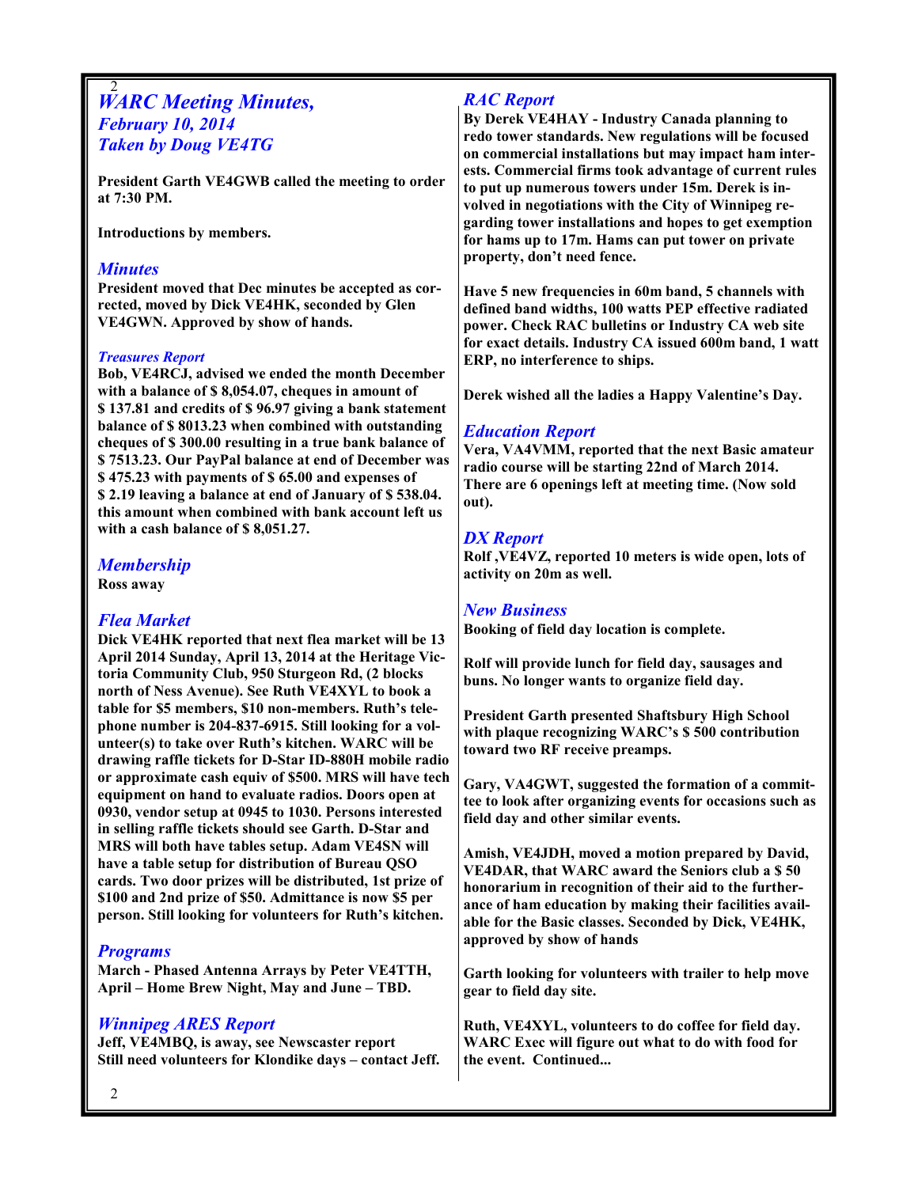# WARC Meeting Minutes, February 10, 2014 Taken by Doug VE4TG

**President Garth VE4GWB called the meeting to order at 7:30 PM.**

**Introductions by members.**

## Minutes

**President moved that Dec minutes be accepted as corrected, moved by Dick VE4HK, seconded by Glen VE4GWN. Approved by show of hands.**

### Treasures Report

**Bob, VE4RCJ, advised we ended the month December with a balance of $ 8,054.07, cheques in amount of $ 137.81 and credits of $ 96.97 giving a bank statement balance of $ 8013.23 when combined with outstanding cheques of $ 300.00 resulting in a true bank balance of $ 7513.23. Our PayPal balance at end of December was $ 475.23 with payments of $ 65.00 and expenses of $ 2.19 leaving a balance at end of January of $ 538.04. this amount when combined with bank account left us with a cash balance of $ 8,051.27.**

## Membership

**Ross away**

## Flea Market

**Dick VE4HK reported that next flea market will be 13 April 2014 Sunday, April 13, 2014 at the Heritage Victoria Community Club, 950 Sturgeon Rd, (2 blocks north of Ness Avenue). See Ruth VE4XYL to book a table for $5 members, $10 non-members. Ruth's telephone number is 204-837-6915. Still looking for a volunteer(s) to take over Ruth's kitchen. WARC will be drawing raffle tickets for D-Star ID-880H mobile radio or approximate cash equiv of $500. MRS will have tech equipment on hand to evaluate radios. Doors open at 0930, vendor setup at 0945 to 1030. Persons interested in selling raffle tickets should see Garth. D-Star and MRS will both have tables setup. Adam VE4SN will have a table setup for distribution of Bureau QSO cards. Two door prizes will be distributed, 1st prize of $100 and 2nd prize of $50. Admittance is now $5 per person. Still looking for volunteers for Ruth's kitchen.**

## Programs

**March - Phased Antenna Arrays by Peter VE4TTH, April – Home Brew Night, May and June – TBD.**

## Winnipeg ARES Report

**Jeff, VE4MBQ, is away, see Newscaster report Still need volunteers for Klondike days – contact Jeff.**

## RAC Report

**By Derek VE4HAY - Industry Canada planning to redo tower standards. New regulations will be focused on commercial installations but may impact ham interests. Commercial firms took advantage of current rules to put up numerous towers under 15m. Derek is involved in negotiations with the City of Winnipeg regarding tower installations and hopes to get exemption for hams up to 17m. Hams can put tower on private property, don't need fence.**

**Have 5 new frequencies in 60m band, 5 channels with defined band widths, 100 watts PEP effective radiated power. Check RAC bulletins or Industry CA web site for exact details. Industry CA issued 600m band, 1 watt ERP, no interference to ships.**

**Derek wished all the ladies a Happy Valentine's Day.**

## Education Report

**Vera, VA4VMM, reported that the next Basic amateur radio course will be starting 22nd of March 2014. There are 6 openings left at meeting time. (Now sold out).**

## DX Report

**Rolf ,VE4VZ, reported 10 meters is wide open, lots of activity on 20m as well.**

## New Business

**Booking of field day location is complete.**

**Rolf will provide lunch for field day, sausages and buns. No longer wants to organize field day.**

**President Garth presented Shaftsbury High School with plaque recognizing WARC's $ 500 contribution toward two RF receive preamps.**

**Gary, VA4GWT, suggested the formation of a committee to look after organizing events for occasions such as field day and other similar events.**

**Amish, VE4JDH, moved a motion prepared by David, VE4DAR, that WARC award the Seniors club a $ 50 honorarium in recognition of their aid to the furtherance of ham education by making their facilities available for the Basic classes. Seconded by Dick, VE4HK, approved by show of hands**

**Garth looking for volunteers with trailer to help move gear to field day site.**

**Ruth, VE4XYL, volunteers to do coffee for field day. WARC Exec will figure out what to do with food for the event. Continued...**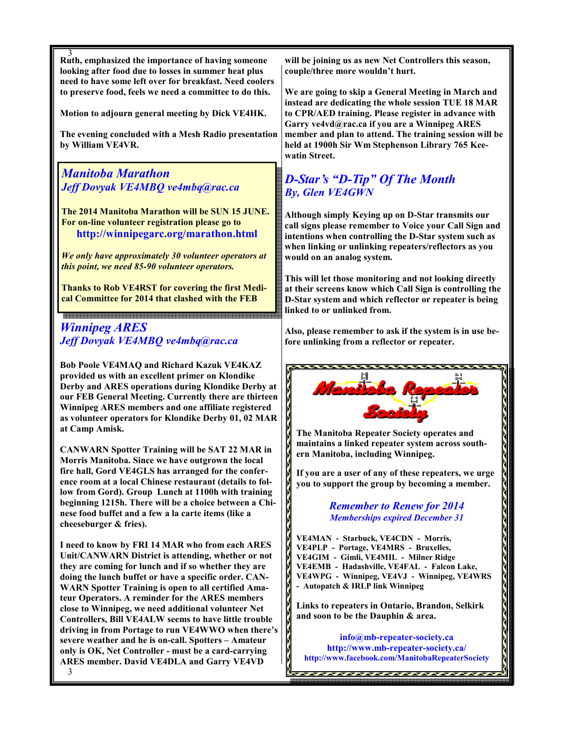**Ruth, emphasized the importance of having someone looking after food due to losses in summer heat plus need to have some left over for breakfast. Need coolers to preserve food, feels we need a committee to do this.**

**Motion to adjourn general meeting by Dick VE4HK.**

**The evening concluded with a Mesh Radio presentation by William VE4VR.**

## *Manitoba Marathon*

### *Jeff Dovyak VE4MBQ ve4mbq@rac.ca*

**The 2014 Manitoba Marathon will be SUN 15 JUNE. For on-line volunteer registration please go to**

**http://winnipegarc.org/marathon.html**

***We only have approximately 30 volunteer operators at this point, we need 85-90 volunteer operators.***

**Thanks to Rob VE4RST for covering the first Medical Committee for 2014 that clashed with the FEB**

## *Winnipeg ARES*

### *Jeff Dovyak VE4MBQ ve4mbq@rac.ca*

**Bob Poole VE4MAQ and Richard Kazuk VE4KAZ provided us with an excellent primer on Klondike Derby and ARES operations during Klondike Derby at our FEB General Meeting. Currently there are thirteen Winnipeg ARES members and one affiliate registered as volunteer operators for Klondike Derby 01, 02 MAR at Camp Amisk.**

**CANWARN Spotter Training will be SAT 22 MAR in Morris Manitoba. Since we have outgrown the local fire hall, Gord VE4GLS has arranged for the conference room at a local Chinese restaurant (details to follow from Gord). Group Lunch at 1100h with training beginning 1215h. There will be a choice between a Chinese food buffet and a few a la carte items (like a cheeseburger & fries).**

**I need to know by FRI 14 MAR who from each ARES Unit/CANWARN District is attending, whether or not they are coming for lunch and if so whether they are doing the lunch buffet or have a specific order. CANWARN Spotter Training is open to all certified Amateur Operators. A reminder for the ARES members close to Winnipeg, we need additional volunteer Net Controllers, Bill VE4ALW seems to have little trouble driving in from Portage to run VE4WWO when there's severe weather and he is on-call. Spotters – Amateur only is OK, Net Controller - must be a card-carrying ARES member. David VE4DLA and Garry VE4VD will be joining us as new Net Controllers this season, couple/three more wouldn't hurt.**

**We are going to skip a General Meeting in March and instead are dedicating the whole session TUE 18 MAR to CPR/AED training. Please register in advance with Garry ve4vd@rac.ca if you are a Winnipeg ARES member and plan to attend. The training session will be held at 1900h Sir Wm Stephenson Library 765 Keewatin Street.**

## *D-Star's "D-Tip" Of The Month*

### *By, Glen VE4GWN*

**Although simply Keying up on D-Star transmits our call signs please remember to Voice your Call Sign and intentions when controlling the D-Star system such as when linking or unlinking repeaters/reflectors as you would on an analog system.**

**This will let those monitoring and not looking directly at their screens know which Call Sign is controlling the D-Star system and which reflector or repeater is being linked to or unlinked from.**

**Also, please remember to ask if the system is in use before unlinking from a reflector or repeater.**

## Manitoba Repeater Society

**The Manitoba Repeater Society operates and maintains a linked repeater system across southern Manitoba, including Winnipeg.**

**If you are a user of any of these repeaters, we urge you to support the group by becoming a member.**

### *Remember to Renew for 2014*

***Memberships expired December 31***

**VE4MAN - Starbuck, VE4CDN - Morris, VE4PLP - Portage, VE4MRS - Bruxelles, VE4GIM - Gimli, VE4MIL - Milner Ridge VE4EMB - Hadashville, VE4FAL - Falcon Lake, VE4WPG - Winnipeg, VE4VJ - Winnipeg, VE4WRS - Autopatch & IRLP link Winnipeg**

**Links to repeaters in Ontario, Brandon, Selkirk and soon to be the Dauphin & area.**

**info@mb-repeater-society.ca**
**http://www.mb-repeater-society.ca/**
**http://www.facebook.com/ManitobaRepeaterSociety**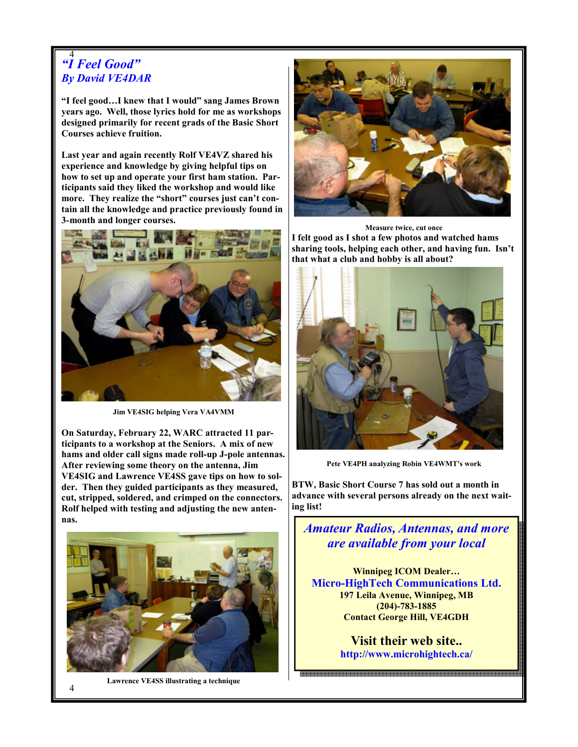## *"I Feel Good"*
### *By David VE4DAR*

**"I feel good…I knew that I would" sang James Brown years ago. Well, those lyrics hold for me as workshops designed primarily for recent grads of the Basic Short Courses achieve fruition.**

**Last year and again recently Rolf VE4VZ shared his experience and knowledge by giving helpful tips on how to set up and operate your first ham station. Participants said they liked the workshop and would like more. They realize the "short" courses just can't contain all the knowledge and practice previously found in 3-month and longer courses.**

**Jim VE4SIG helping Vera VA4VMM**

**On Saturday, February 22, WARC attracted 11 participants to a workshop at the Seniors. A mix of new hams and older call signs made roll-up J-pole antennas. After reviewing some theory on the antenna, Jim VE4SIG and Lawrence VE4SS gave tips on how to solder. Then they guided participants as they measured, cut, stripped, soldered, and crimped on the connectors. Rolf helped with testing and adjusting the new antennas.**

**Lawrence VE4SS illustrating a technique**

**Measure twice, cut once**

**I felt good as I shot a few photos and watched hams sharing tools, helping each other, and having fun. Isn't that what a club and hobby is all about?**

**Pete VE4PH analyzing Robin VE4WMT's work**

**BTW, Basic Short Course 7 has sold out a month in advance with several persons already on the next waiting list!**

---

***Amateur Radios, Antennas, and more are available from your local***

**Winnipeg ICOM Dealer…**
**Micro-HighTech Communications Ltd.**
**197 Leila Avenue, Winnipeg, MB**
**(204)-783-1885**
**Contact George Hill, VE4GDH**

**Visit their web site..**
**http://www.microhightech.ca/**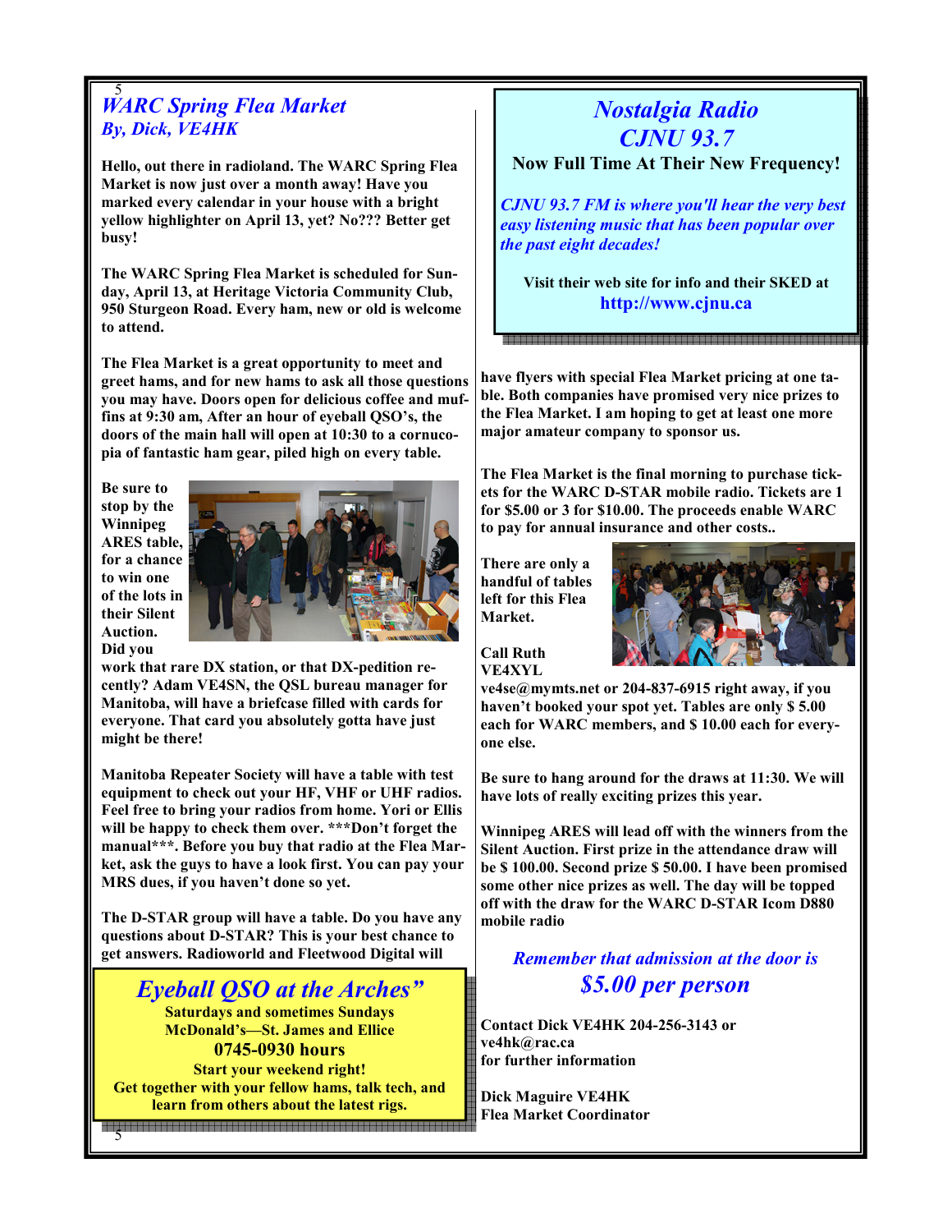## *WARC Spring Flea Market*
### *By, Dick, VE4HK*

**Hello, out there in radioland. The WARC Spring Flea Market is now just over a month away! Have you marked every calendar in your house with a bright yellow highlighter on April 13, yet? No??? Better get busy!**

**The WARC Spring Flea Market is scheduled for Sunday, April 13, at Heritage Victoria Community Club, 950 Sturgeon Road. Every ham, new or old is welcome to attend.**

**The Flea Market is a great opportunity to meet and greet hams, and for new hams to ask all those questions you may have. Doors open for delicious coffee and muffins at 9:30 am, After an hour of eyeball QSO's, the doors of the main hall will open at 10:30 to a cornucopia of fantastic ham gear, piled high on every table.**

**Be sure to stop by the Winnipeg ARES table, for a chance to win one of the lots in their Silent Auction. Did you work that rare DX station, or that DX-pedition recently? Adam VE4SN, the QSL bureau manager for Manitoba, will have a briefcase filled with cards for everyone. That card you absolutely gotta have just might be there!**

**Manitoba Repeater Society will have a table with test equipment to check out your HF, VHF or UHF radios. Feel free to bring your radios from home. Yori or Ellis will be happy to check them over. \*\*\*Don't forget the manual\*\*\*. Before you buy that radio at the Flea Market, ask the guys to have a look first. You can pay your MRS dues, if you haven't done so yet.**

**The D-STAR group will have a table. Do you have any questions about D-STAR? This is your best chance to get answers. Radioworld and Fleetwood Digital will have flyers with special Flea Market pricing at one table. Both companies have promised very nice prizes to the Flea Market. I am hoping to get at least one more major amateur company to sponsor us.**

**The Flea Market is the final morning to purchase tickets for the WARC D-STAR mobile radio. Tickets are 1 for $5.00 or 3 for $10.00. The proceeds enable WARC to pay for annual insurance and other costs..**

**There are only a handful of tables left for this Flea Market.**

**Call Ruth VE4XYL ve4se@mymts.net or 204-837-6915 right away, if you haven't booked your spot yet. Tables are only $ 5.00 each for WARC members, and $ 10.00 each for everyone else.**

**Be sure to hang around for the draws at 11:30. We will have lots of really exciting prizes this year.**

**Winnipeg ARES will lead off with the winners from the Silent Auction. First prize in the attendance draw will be $ 100.00. Second prize $ 50.00. I have been promised some other nice prizes as well. The day will be topped off with the draw for the WARC D-STAR Icom D880 mobile radio**

*Remember that admission at the door is*

***$5.00 per person***

**Contact Dick VE4HK 204-256-3143 or ve4hk@rac.ca for further information**

**Dick Maguire VE4HK**
**Flea Market Coordinator**

---

## *Eyeball QSO at the Arches"*

**Saturdays and sometimes Sundays**
**McDonald's—St. James and Ellice**
**0745-0930 hours**
**Start your weekend right!**
**Get together with your fellow hams, talk tech, and learn from others about the latest rigs.**

---

## *Nostalgia Radio*
## *CJNU 93.7*

**Now Full Time At Their New Frequency!**

***CJNU 93.7 FM is where you'll hear the very best easy listening music that has been popular over the past eight decades!***

**Visit their web site for info and their SKED at**
**http://www.cjnu.ca**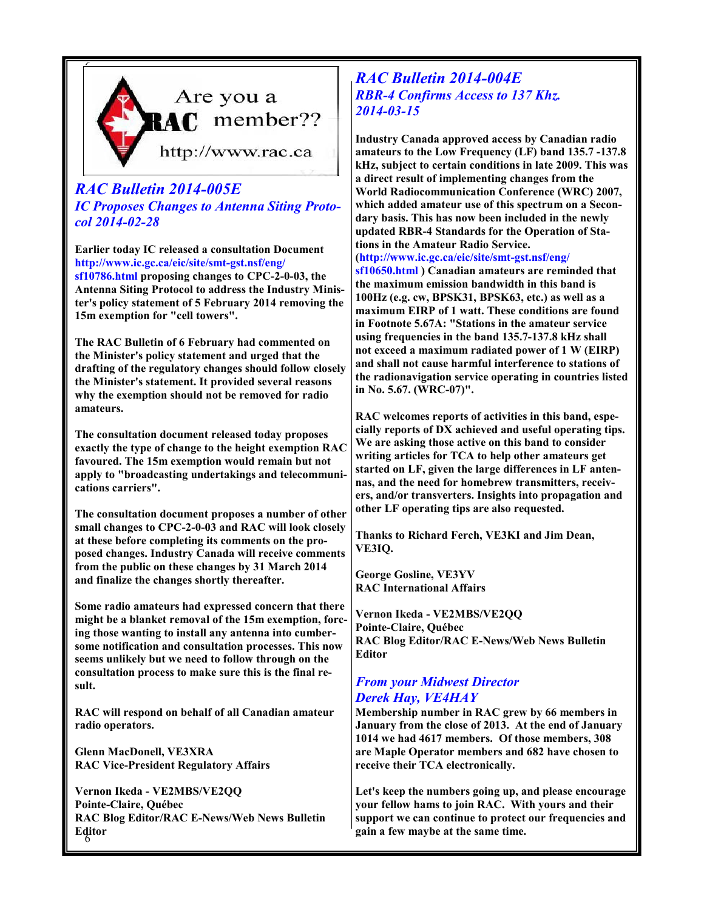Are you a RAC member?? http://www.rac.ca

## *RAC Bulletin 2014-005E*

### *IC Proposes Changes to Antenna Siting Protocol 2014-02-28*

**Earlier today IC released a consultation Document http://www.ic.gc.ca/eic/site/smt-gst.nsf/eng/sf10786.html proposing changes to CPC-2-0-03, the Antenna Siting Protocol to address the Industry Minister's policy statement of 5 February 2014 removing the 15m exemption for "cell towers".**

**The RAC Bulletin of 6 February had commented on the Minister's policy statement and urged that the drafting of the regulatory changes should follow closely the Minister's statement. It provided several reasons why the exemption should not be removed for radio amateurs.**

**The consultation document released today proposes exactly the type of change to the height exemption RAC favoured. The 15m exemption would remain but not apply to "broadcasting undertakings and telecommunications carriers".**

**The consultation document proposes a number of other small changes to CPC-2-0-03 and RAC will look closely at these before completing its comments on the proposed changes. Industry Canada will receive comments from the public on these changes by 31 March 2014 and finalize the changes shortly thereafter.**

**Some radio amateurs had expressed concern that there might be a blanket removal of the 15m exemption, forcing those wanting to install any antenna into cumbersome notification and consultation processes. This now seems unlikely but we need to follow through on the consultation process to make sure this is the final result.**

**RAC will respond on behalf of all Canadian amateur radio operators.**

**Glenn MacDonell, VE3XRA**
**RAC Vice-President Regulatory Affairs**

**Vernon Ikeda - VE2MBS/VE2QQ**
**Pointe-Claire, Québec**
**RAC Blog Editor/RAC E-News/Web News Bulletin Editor**

## *RAC Bulletin 2014-004E*

### *RBR-4 Confirms Access to 137 Khz. 2014-03-15*

**Industry Canada approved access by Canadian radio amateurs to the Low Frequency (LF) band 135.7 -137.8 kHz, subject to certain conditions in late 2009. This was a direct result of implementing changes from the World Radiocommunication Conference (WRC) 2007, which added amateur use of this spectrum on a Secondary basis. This has now been included in the newly updated RBR-4 Standards for the Operation of Stations in the Amateur Radio Service. (http://www.ic.gc.ca/eic/site/smt-gst.nsf/eng/sf10650.html ) Canadian amateurs are reminded that the maximum emission bandwidth in this band is 100Hz (e.g. cw, BPSK31, BPSK63, etc.) as well as a maximum EIRP of 1 watt. These conditions are found in Footnote 5.67A: "Stations in the amateur service using frequencies in the band 135.7-137.8 kHz shall not exceed a maximum radiated power of 1 W (EIRP) and shall not cause harmful interference to stations of the radionavigation service operating in countries listed in No. 5.67. (WRC-07)".**

**RAC welcomes reports of activities in this band, especially reports of DX achieved and useful operating tips. We are asking those active on this band to consider writing articles for TCA to help other amateurs get started on LF, given the large differences in LF antennas, and the need for homebrew transmitters, receivers, and/or transverters. Insights into propagation and other LF operating tips are also requested.**

**Thanks to Richard Ferch, VE3KI and Jim Dean, VE3IQ.**

**George Gosline, VE3YV**
**RAC International Affairs**

**Vernon Ikeda - VE2MBS/VE2QQ**
**Pointe-Claire, Québec**
**RAC Blog Editor/RAC E-News/Web News Bulletin Editor**

## *From your Midwest Director*
### *Derek Hay, VE4HAY*

**Membership number in RAC grew by 66 members in January from the close of 2013. At the end of January 1014 we had 4617 members. Of those members, 308 are Maple Operator members and 682 have chosen to receive their TCA electronically.**

**Let's keep the numbers going up, and please encourage your fellow hams to join RAC. With yours and their support we can continue to protect our frequencies and gain a few maybe at the same time.**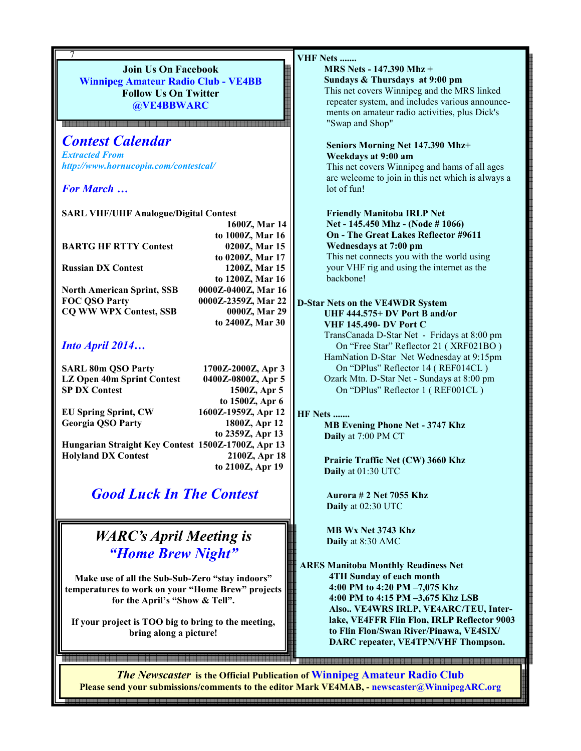**Join Us On Facebook**
**Winnipeg Amateur Radio Club - VE4BB**
**Follow Us On Twitter**
**@VE4BBWARC**

## *Contest Calendar*

*Extracted From*
*http://www.hornucopia.com/contestcal/*

### *For March …*

| | |
|---|---|
| **SARL VHF/UHF Analogue/Digital Contest** | **1600Z, Mar 14 to 1000Z, Mar 16** |
| **BARTG HF RTTY Contest** | **0200Z, Mar 15 to 0200Z, Mar 17** |
| **Russian DX Contest** | **1200Z, Mar 15 to 1200Z, Mar 16** |
| **North American Sprint, SSB** | **0000Z-0400Z, Mar 16** |
| **FOC QSO Party** | **0000Z-2359Z, Mar 22** |
| **CQ WW WPX Contest, SSB** | **0000Z, Mar 29 to 2400Z, Mar 30** |

### *Into April 2014…*

| | |
|---|---|
| **SARL 80m QSO Party** | **1700Z-2000Z, Apr 3** |
| **LZ Open 40m Sprint Contest** | **0400Z-0800Z, Apr 5** |
| **SP DX Contest** | **1500Z, Apr 5 to 1500Z, Apr 6** |
| **EU Spring Sprint, CW** | **1600Z-1959Z, Apr 12** |
| **Georgia QSO Party** | **1800Z, Apr 12 to 2359Z, Apr 13** |
| **Hungarian Straight Key Contest** | **1500Z-1700Z, Apr 13** |
| **Holyland DX Contest** | **2100Z, Apr 18 to 2100Z, Apr 19** |

## *Good Luck In The Contest*

## *WARC's April Meeting is "Home Brew Night"*

**Make use of all the Sub-Sub-Zero "stay indoors" temperatures to work on your "Home Brew" projects for the April's "Show & Tell".**

**If your project is TOO big to bring to the meeting, bring along a picture!**

**VHF Nets .......**

**MRS Nets - 147.390 Mhz +**
**Sundays & Thursdays at 9:00 pm**
This net covers Winnipeg and the MRS linked repeater system, and includes various announcements on amateur radio activities, plus Dick's "Swap and Shop"

**Seniors Morning Net 147.390 Mhz+**
**Weekdays at 9:00 am**
This net covers Winnipeg and hams of all ages are welcome to join in this net which is always a lot of fun!

**Friendly Manitoba IRLP Net**
**Net - 145.450 Mhz - (Node # 1066)**
**On - The Great Lakes Reflector #9611**
**Wednesdays at 7:00 pm**
This net connects you with the world using your VHF rig and using the internet as the backbone!

**D-Star Nets on the VE4WDR System**
**UHF 444.575+ DV Port B and/or**
**VHF 145.490- DV Port C**

TransCanada D-Star Net - Fridays at 8:00 pm
On "Free Star" Reflector 21 ( XRF021BO )
HamNation D-Star Net Wednesday at 9:15pm
On "DPlus" Reflector 14 ( REF014CL )
Ozark Mtn. D-Star Net - Sundays at 8:00 pm
On "DPlus" Reflector 1 ( REF001CL )

**HF Nets .......**

**MB Evening Phone Net - 3747 Khz**
**Daily** at 7:00 PM CT

**Prairie Traffic Net (CW) 3660 Khz**
**Daily** at 01:30 UTC

**Aurora # 2 Net 7055 Khz**
**Daily** at 02:30 UTC

**MB Wx Net 3743 Khz**
**Daily** at 8:30 AMC

**ARES Manitoba Monthly Readiness Net**
**4TH Sunday of each month**
**4:00 PM to 4:20 PM –7,075 Khz**
**4:00 PM to 4:15 PM –3,675 Khz LSB**
**Also.. VE4WRS IRLP, VE4ARC/TEU, Interlake, VE4FFR Flin Flon, IRLP Reflector 9003 to Flin Flon/Swan River/Pinawa, VE4SIX/ DARC repeater, VE4TPN/VHF Thompson.**

***The Newscaster*** **is the Official Publication of Winnipeg Amateur Radio Club**
**Please send your submissions/comments to the editor Mark VE4MAB, - newscaster@WinnipegARC.org**